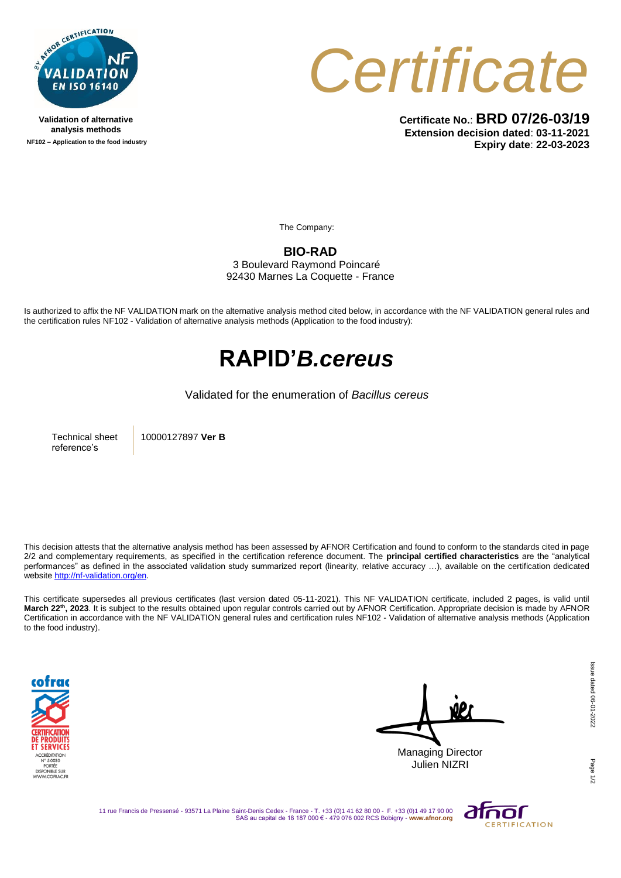Validation of alternative analysis methods

NF102 – Application to the food industry

# *Certificate*

**Certificate No.**: **BRD 07/26-03/19**
**Extension decision dated**: **03-11-2021**
**Expiry date**: **22-03-2023**

The Company:

**BIO-RAD**
3 Boulevard Raymond Poincaré
92430 Marnes La Coquette - France

Is authorized to affix the NF VALIDATION mark on the alternative analysis method cited below, in accordance with the NF VALIDATION general rules and the certification rules NF102 - Validation of alternative analysis methods (Application to the food industry):

# RAPID'*B.cereus*

Validated for the enumeration of *Bacillus cereus*

| Technical sheet reference's | 10000127897 **Ver B** |
|---|---|

This decision attests that the alternative analysis method has been assessed by AFNOR Certification and found to conform to the standards cited in page 2/2 and complementary requirements, as specified in the certification reference document. The **principal certified characteristics** are the "analytical performances" as defined in the associated validation study summarized report (linearity, relative accuracy …), available on the certification dedicated website http://nf-validation.org/en.

This certificate supersedes all previous certificates (last version dated 05-11-2021). This NF VALIDATION certificate, included 2 pages, is valid until **March 22th, 2023**. It is subject to the results obtained upon regular controls carried out by AFNOR Certification. Appropriate decision is made by AFNOR Certification in accordance with the NF VALIDATION general rules and certification rules NF102 - Validation of alternative analysis methods (Application to the food industry).

Managing Director
Julien NIZRI

Issue dated 06-01-2022

11 rue Francis de Pressensé - 93571 La Plaine Saint-Denis Cedex - France - T. +33 (0)1 41 62 80 00 - F. +33 (0)1 49 17 90 00
SAS au capital de 18 187 000 € - 479 076 002 RCS Bobigny - **www.afnor.org**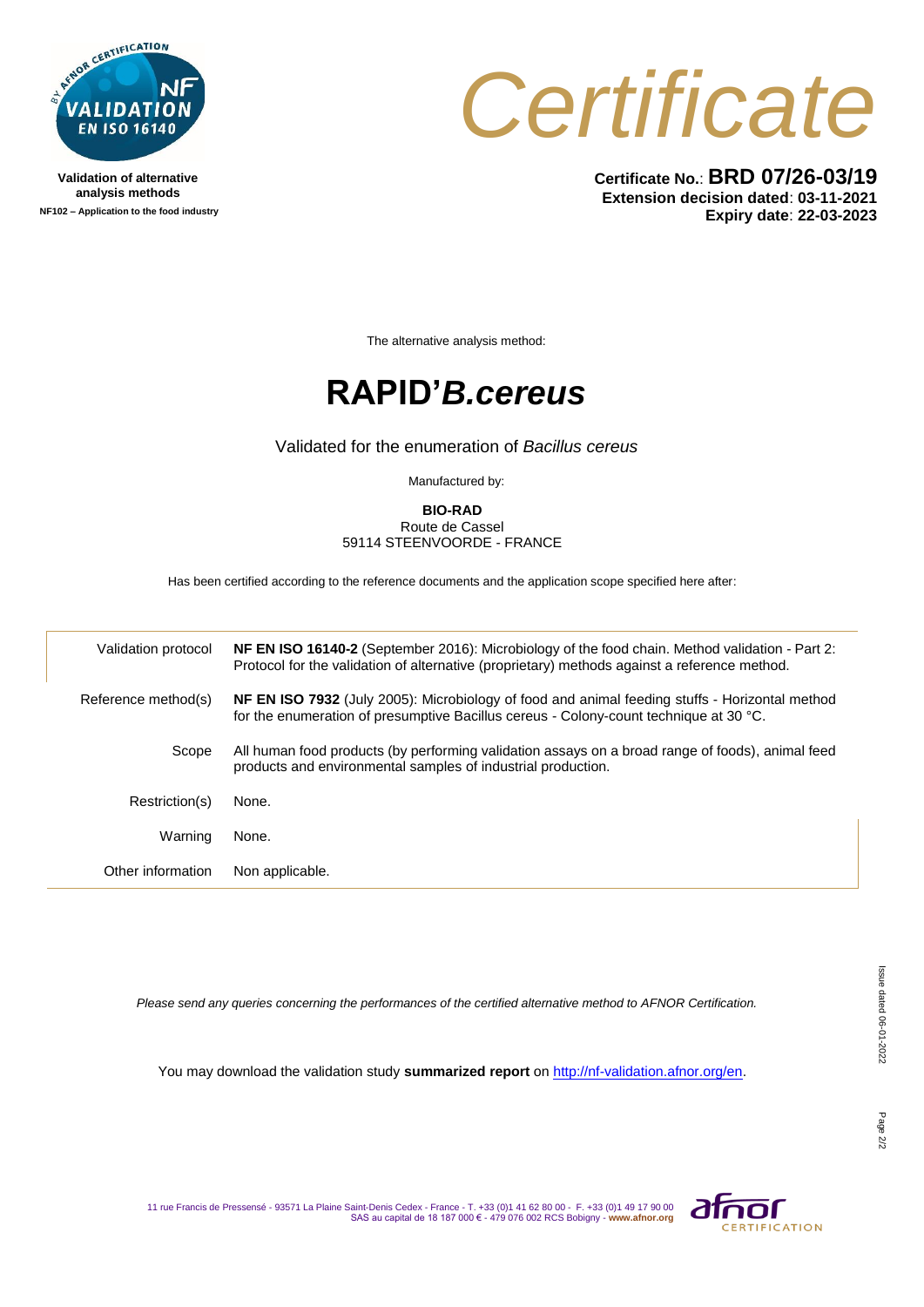Validation of alternative analysis methods

NF102 – Application to the food industry

# Certificate

**Certificate No.**: **BRD 07/26-03/19**
**Extension decision dated**: **03-11-2021**
**Expiry date**: **22-03-2023**

The alternative analysis method:

# RAPID'*B.cereus*

Validated for the enumeration of *Bacillus cereus*

Manufactured by:

**BIO-RAD**
Route de Cassel
59114 STEENVOORDE - FRANCE

Has been certified according to the reference documents and the application scope specified here after:

| | |
|---|---|
| Validation protocol | **NF EN ISO 16140-2** (September 2016): Microbiology of the food chain. Method validation - Part 2: Protocol for the validation of alternative (proprietary) methods against a reference method. |
| Reference method(s) | **NF EN ISO 7932** (July 2005): Microbiology of food and animal feeding stuffs - Horizontal method for the enumeration of presumptive Bacillus cereus - Colony-count technique at 30 °C. |
| Scope | All human food products (by performing validation assays on a broad range of foods), animal feed products and environmental samples of industrial production. |
| Restriction(s) | None. |
| Warning | None. |
| Other information | Non applicable. |

*Please send any queries concerning the performances of the certified alternative method to AFNOR Certification.*

You may download the validation study **summarized report** on http://nf-validation.afnor.org/en.

Issue dated 06-01-2022

11 rue Francis de Pressensé - 93571 La Plaine Saint-Denis Cedex - France - T. +33 (0)1 41 62 80 00 - F. +33 (0)1 49 17 90 00
SAS au capital de 18 187 000 € - 479 076 002 RCS Bobigny - **www.afnor.org**